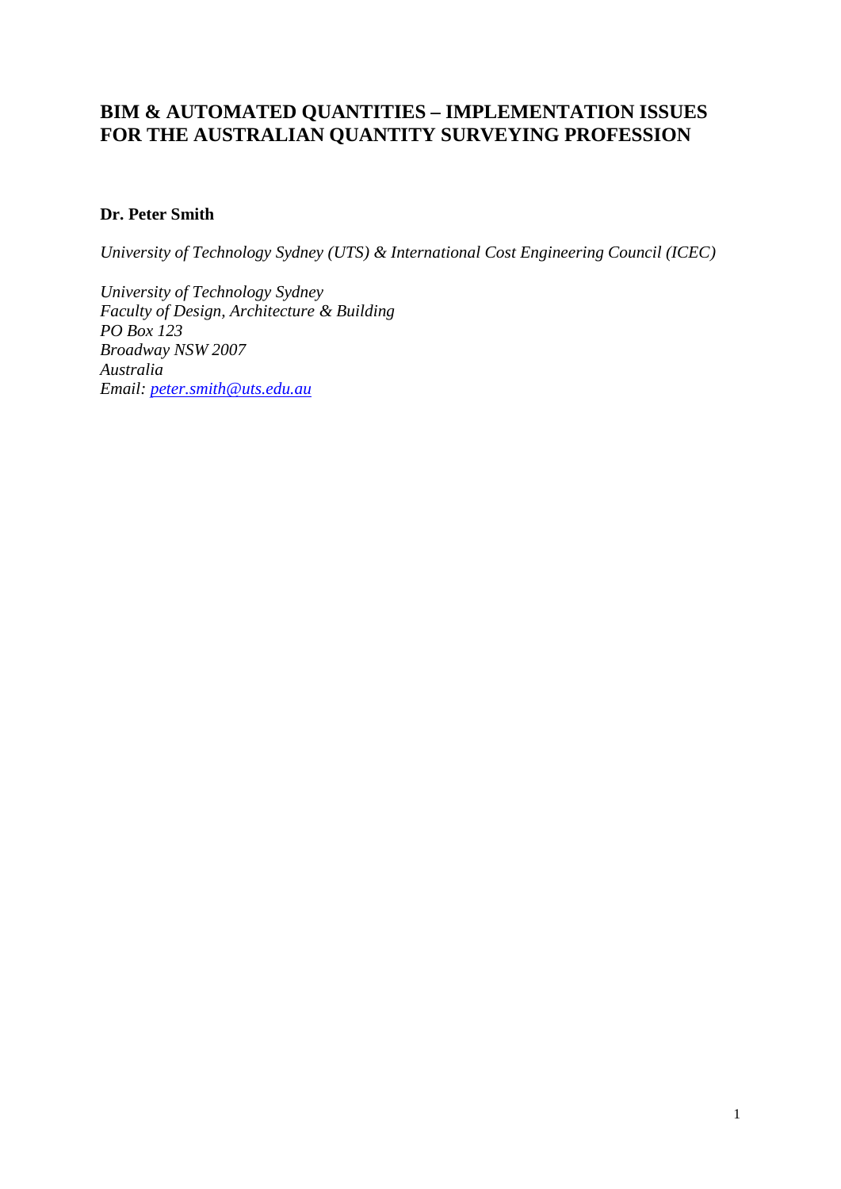# BIM & AUTOMATED QUANTITIES – IMPLEMENTATION ISSUES FOR THE AUSTRALIAN QUANTITY SURVEYING PROFESSION

**Dr. Peter Smith**

*University of Technology Sydney (UTS) & International Cost Engineering Council (ICEC)*

*University of Technology Sydney*
*Faculty of Design, Architecture & Building*
*PO Box 123*
*Broadway NSW 2007*
*Australia*
*Email: peter.smith@uts.edu.au*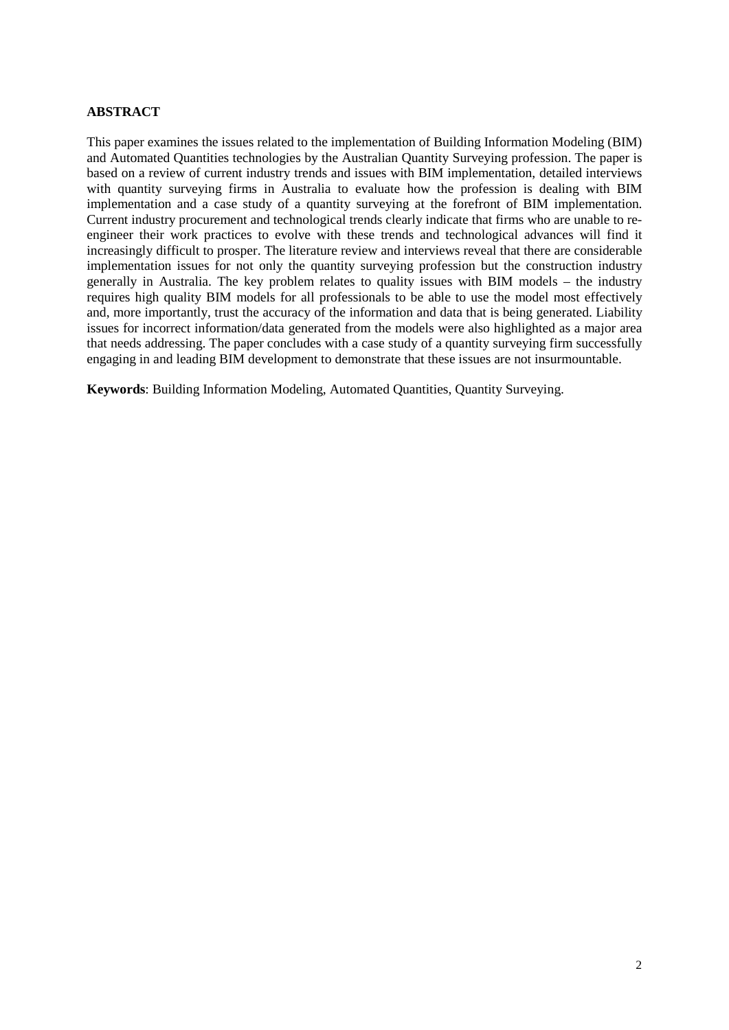**ABSTRACT**

This paper examines the issues related to the implementation of Building Information Modeling (BIM) and Automated Quantities technologies by the Australian Quantity Surveying profession. The paper is based on a review of current industry trends and issues with BIM implementation, detailed interviews with quantity surveying firms in Australia to evaluate how the profession is dealing with BIM implementation and a case study of a quantity surveying at the forefront of BIM implementation. Current industry procurement and technological trends clearly indicate that firms who are unable to re-engineer their work practices to evolve with these trends and technological advances will find it increasingly difficult to prosper. The literature review and interviews reveal that there are considerable implementation issues for not only the quantity surveying profession but the construction industry generally in Australia. The key problem relates to quality issues with BIM models – the industry requires high quality BIM models for all professionals to be able to use the model most effectively and, more importantly, trust the accuracy of the information and data that is being generated. Liability issues for incorrect information/data generated from the models were also highlighted as a major area that needs addressing. The paper concludes with a case study of a quantity surveying firm successfully engaging in and leading BIM development to demonstrate that these issues are not insurmountable.

**Keywords**: Building Information Modeling, Automated Quantities, Quantity Surveying.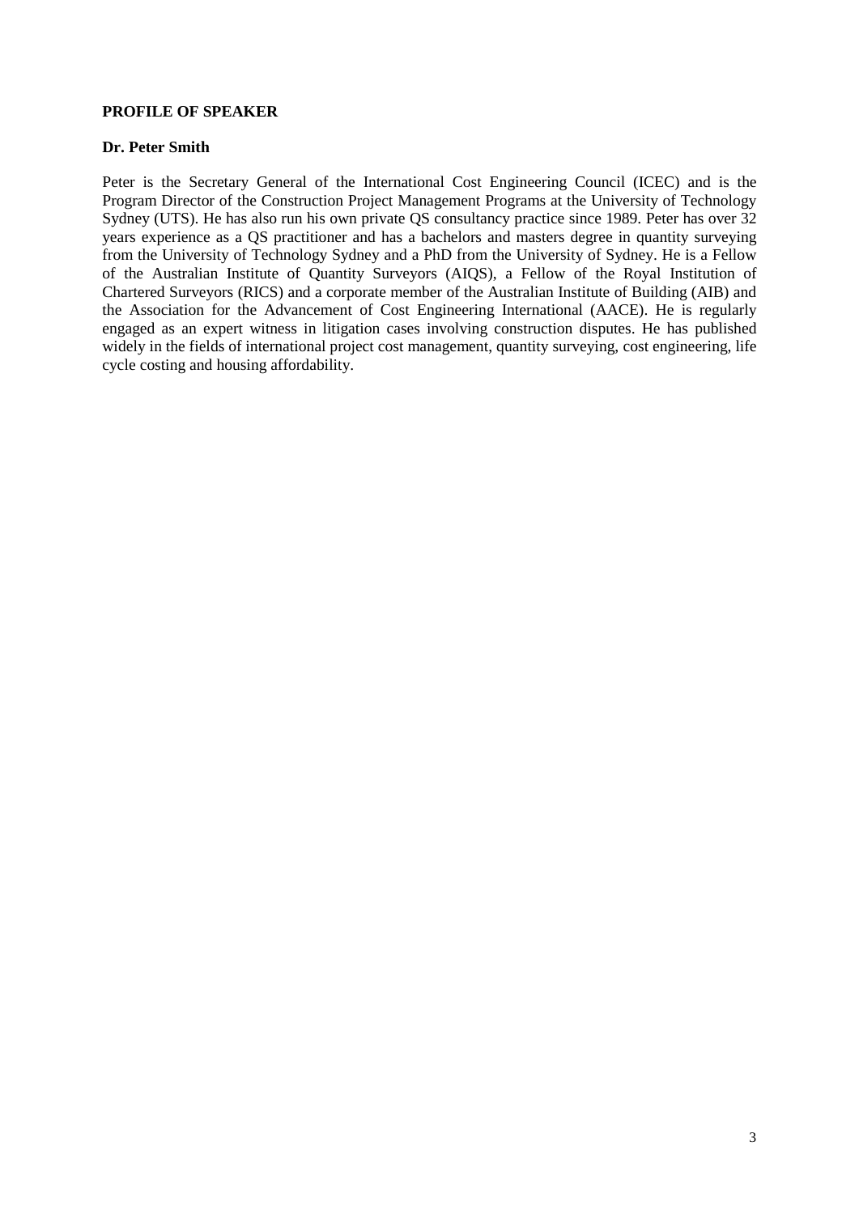**PROFILE OF SPEAKER**

**Dr. Peter Smith**

Peter is the Secretary General of the International Cost Engineering Council (ICEC) and is the Program Director of the Construction Project Management Programs at the University of Technology Sydney (UTS). He has also run his own private QS consultancy practice since 1989. Peter has over 32 years experience as a QS practitioner and has a bachelors and masters degree in quantity surveying from the University of Technology Sydney and a PhD from the University of Sydney. He is a Fellow of the Australian Institute of Quantity Surveyors (AIQS), a Fellow of the Royal Institution of Chartered Surveyors (RICS) and a corporate member of the Australian Institute of Building (AIB) and the Association for the Advancement of Cost Engineering International (AACE). He is regularly engaged as an expert witness in litigation cases involving construction disputes. He has published widely in the fields of international project cost management, quantity surveying, cost engineering, life cycle costing and housing affordability.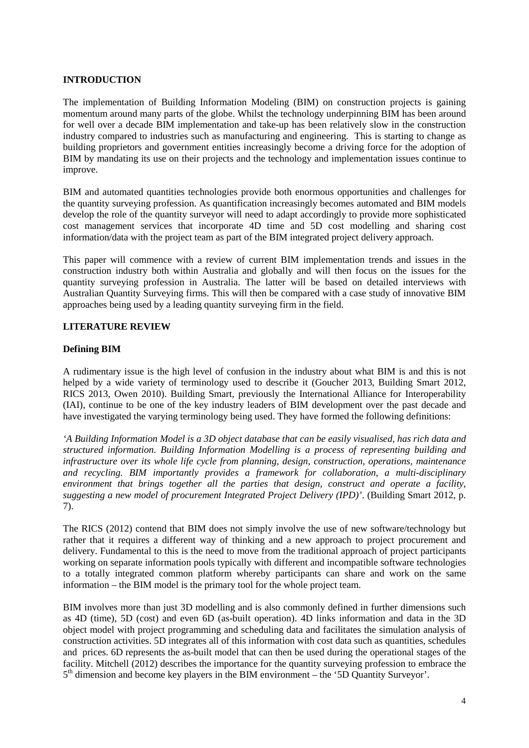## INTRODUCTION

The implementation of Building Information Modeling (BIM) on construction projects is gaining momentum around many parts of the globe. Whilst the technology underpinning BIM has been around for well over a decade BIM implementation and take-up has been relatively slow in the construction industry compared to industries such as manufacturing and engineering. This is starting to change as building proprietors and government entities increasingly become a driving force for the adoption of BIM by mandating its use on their projects and the technology and implementation issues continue to improve.

BIM and automated quantities technologies provide both enormous opportunities and challenges for the quantity surveying profession. As quantification increasingly becomes automated and BIM models develop the role of the quantity surveyor will need to adapt accordingly to provide more sophisticated cost management services that incorporate 4D time and 5D cost modelling and sharing cost information/data with the project team as part of the BIM integrated project delivery approach.

This paper will commence with a review of current BIM implementation trends and issues in the construction industry both within Australia and globally and will then focus on the issues for the quantity surveying profession in Australia. The latter will be based on detailed interviews with Australian Quantity Surveying firms. This will then be compared with a case study of innovative BIM approaches being used by a leading quantity surveying firm in the field.

## LITERATURE REVIEW

### Defining BIM

A rudimentary issue is the high level of confusion in the industry about what BIM is and this is not helped by a wide variety of terminology used to describe it (Goucher 2013, Building Smart 2012, RICS 2013, Owen 2010). Building Smart, previously the International Alliance for Interoperability (IAI), continue to be one of the key industry leaders of BIM development over the past decade and have investigated the varying terminology being used. They have formed the following definitions:

*'A Building Information Model is a 3D object database that can be easily visualised, has rich data and structured information. Building Information Modelling is a process of representing building and infrastructure over its whole life cycle from planning, design, construction, operations, maintenance and recycling. BIM importantly provides a framework for collaboration, a multi-disciplinary environment that brings together all the parties that design, construct and operate a facility, suggesting a new model of procurement Integrated Project Delivery (IPD)'*. (Building Smart 2012, p. 7).

The RICS (2012) contend that BIM does not simply involve the use of new software/technology but rather that it requires a different way of thinking and a new approach to project procurement and delivery. Fundamental to this is the need to move from the traditional approach of project participants working on separate information pools typically with different and incompatible software technologies to a totally integrated common platform whereby participants can share and work on the same information – the BIM model is the primary tool for the whole project team.

BIM involves more than just 3D modelling and is also commonly defined in further dimensions such as 4D (time), 5D (cost) and even 6D (as-built operation). 4D links information and data in the 3D object model with project programming and scheduling data and facilitates the simulation analysis of construction activities. 5D integrates all of this information with cost data such as quantities, schedules and prices. 6D represents the as-built model that can then be used during the operational stages of the facility. Mitchell (2012) describes the importance for the quantity surveying profession to embrace the 5th dimension and become key players in the BIM environment – the '5D Quantity Surveyor'.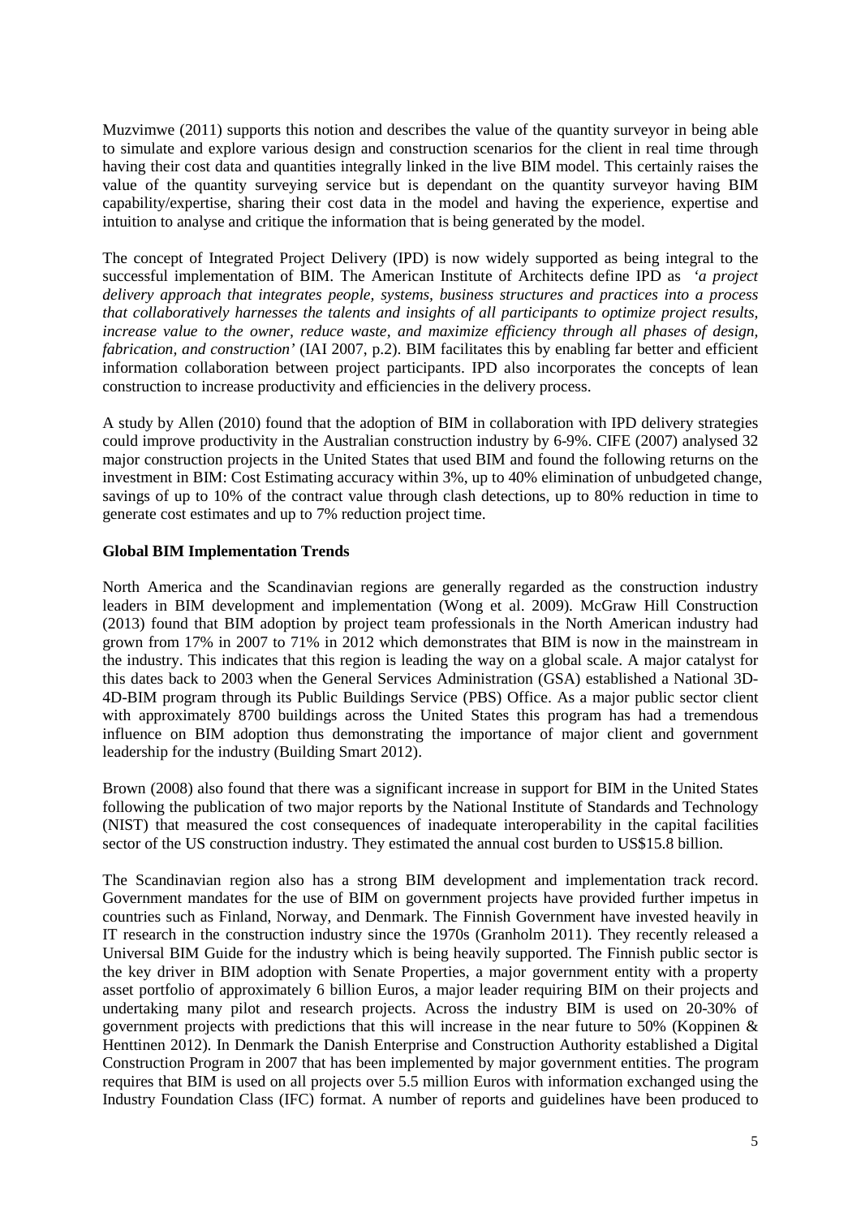Muzvimwe (2011) supports this notion and describes the value of the quantity surveyor in being able to simulate and explore various design and construction scenarios for the client in real time through having their cost data and quantities integrally linked in the live BIM model. This certainly raises the value of the quantity surveying service but is dependant on the quantity surveyor having BIM capability/expertise, sharing their cost data in the model and having the experience, expertise and intuition to analyse and critique the information that is being generated by the model.

The concept of Integrated Project Delivery (IPD) is now widely supported as being integral to the successful implementation of BIM. The American Institute of Architects define IPD as *'a project delivery approach that integrates people, systems, business structures and practices into a process that collaboratively harnesses the talents and insights of all participants to optimize project results, increase value to the owner, reduce waste, and maximize efficiency through all phases of design, fabrication, and construction'* (IAI 2007, p.2). BIM facilitates this by enabling far better and efficient information collaboration between project participants. IPD also incorporates the concepts of lean construction to increase productivity and efficiencies in the delivery process.

A study by Allen (2010) found that the adoption of BIM in collaboration with IPD delivery strategies could improve productivity in the Australian construction industry by 6-9%. CIFE (2007) analysed 32 major construction projects in the United States that used BIM and found the following returns on the investment in BIM: Cost Estimating accuracy within 3%, up to 40% elimination of unbudgeted change, savings of up to 10% of the contract value through clash detections, up to 80% reduction in time to generate cost estimates and up to 7% reduction project time.

**Global BIM Implementation Trends**

North America and the Scandinavian regions are generally regarded as the construction industry leaders in BIM development and implementation (Wong et al. 2009). McGraw Hill Construction (2013) found that BIM adoption by project team professionals in the North American industry had grown from 17% in 2007 to 71% in 2012 which demonstrates that BIM is now in the mainstream in the industry. This indicates that this region is leading the way on a global scale. A major catalyst for this dates back to 2003 when the General Services Administration (GSA) established a National 3D-4D-BIM program through its Public Buildings Service (PBS) Office. As a major public sector client with approximately 8700 buildings across the United States this program has had a tremendous influence on BIM adoption thus demonstrating the importance of major client and government leadership for the industry (Building Smart 2012).

Brown (2008) also found that there was a significant increase in support for BIM in the United States following the publication of two major reports by the National Institute of Standards and Technology (NIST) that measured the cost consequences of inadequate interoperability in the capital facilities sector of the US construction industry. They estimated the annual cost burden to US$15.8 billion.

The Scandinavian region also has a strong BIM development and implementation track record. Government mandates for the use of BIM on government projects have provided further impetus in countries such as Finland, Norway, and Denmark. The Finnish Government have invested heavily in IT research in the construction industry since the 1970s (Granholm 2011). They recently released a Universal BIM Guide for the industry which is being heavily supported. The Finnish public sector is the key driver in BIM adoption with Senate Properties, a major government entity with a property asset portfolio of approximately 6 billion Euros, a major leader requiring BIM on their projects and undertaking many pilot and research projects. Across the industry BIM is used on 20-30% of government projects with predictions that this will increase in the near future to 50% (Koppinen & Henttinen 2012). In Denmark the Danish Enterprise and Construction Authority established a Digital Construction Program in 2007 that has been implemented by major government entities. The program requires that BIM is used on all projects over 5.5 million Euros with information exchanged using the Industry Foundation Class (IFC) format. A number of reports and guidelines have been produced to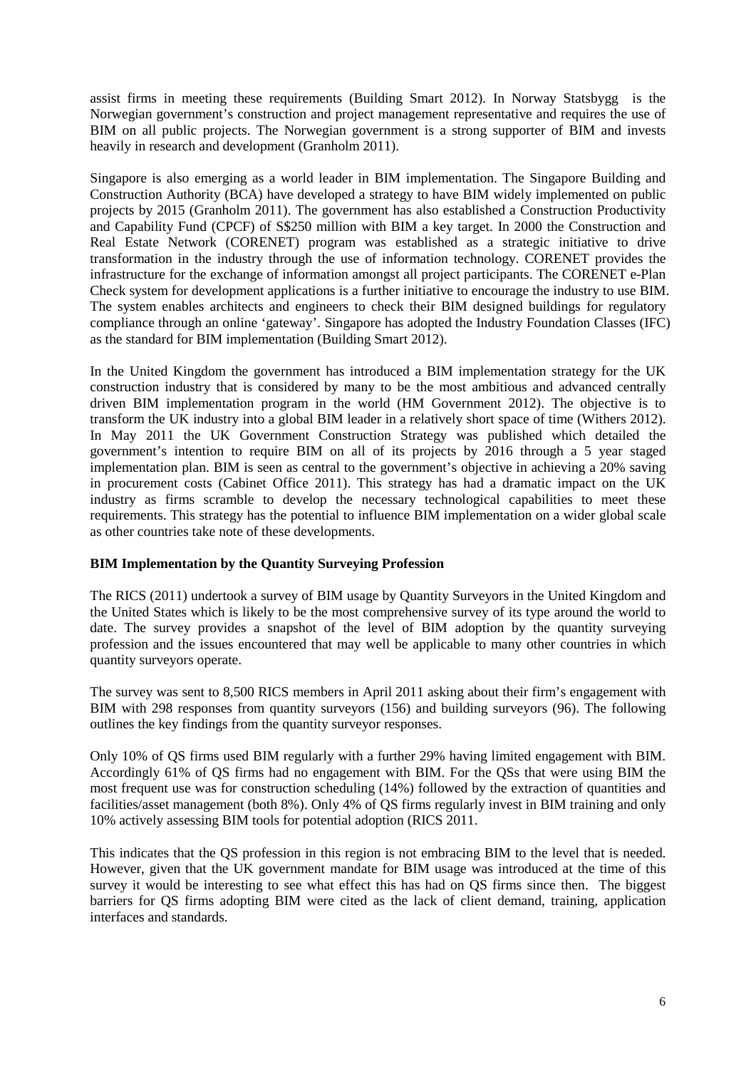assist firms in meeting these requirements (Building Smart 2012). In Norway Statsbygg is the Norwegian government's construction and project management representative and requires the use of BIM on all public projects. The Norwegian government is a strong supporter of BIM and invests heavily in research and development (Granholm 2011).

Singapore is also emerging as a world leader in BIM implementation. The Singapore Building and Construction Authority (BCA) have developed a strategy to have BIM widely implemented on public projects by 2015 (Granholm 2011). The government has also established a Construction Productivity and Capability Fund (CPCF) of S$250 million with BIM a key target. In 2000 the Construction and Real Estate Network (CORENET) program was established as a strategic initiative to drive transformation in the industry through the use of information technology. CORENET provides the infrastructure for the exchange of information amongst all project participants. The CORENET e-Plan Check system for development applications is a further initiative to encourage the industry to use BIM. The system enables architects and engineers to check their BIM designed buildings for regulatory compliance through an online 'gateway'. Singapore has adopted the Industry Foundation Classes (IFC) as the standard for BIM implementation (Building Smart 2012).

In the United Kingdom the government has introduced a BIM implementation strategy for the UK construction industry that is considered by many to be the most ambitious and advanced centrally driven BIM implementation program in the world (HM Government 2012). The objective is to transform the UK industry into a global BIM leader in a relatively short space of time (Withers 2012). In May 2011 the UK Government Construction Strategy was published which detailed the government's intention to require BIM on all of its projects by 2016 through a 5 year staged implementation plan. BIM is seen as central to the government's objective in achieving a 20% saving in procurement costs (Cabinet Office 2011). This strategy has had a dramatic impact on the UK industry as firms scramble to develop the necessary technological capabilities to meet these requirements. This strategy has the potential to influence BIM implementation on a wider global scale as other countries take note of these developments.

**BIM Implementation by the Quantity Surveying Profession**

The RICS (2011) undertook a survey of BIM usage by Quantity Surveyors in the United Kingdom and the United States which is likely to be the most comprehensive survey of its type around the world to date. The survey provides a snapshot of the level of BIM adoption by the quantity surveying profession and the issues encountered that may well be applicable to many other countries in which quantity surveyors operate.

The survey was sent to 8,500 RICS members in April 2011 asking about their firm's engagement with BIM with 298 responses from quantity surveyors (156) and building surveyors (96). The following outlines the key findings from the quantity surveyor responses.

Only 10% of QS firms used BIM regularly with a further 29% having limited engagement with BIM. Accordingly 61% of QS firms had no engagement with BIM. For the QSs that were using BIM the most frequent use was for construction scheduling (14%) followed by the extraction of quantities and facilities/asset management (both 8%). Only 4% of QS firms regularly invest in BIM training and only 10% actively assessing BIM tools for potential adoption (RICS 2011.

This indicates that the QS profession in this region is not embracing BIM to the level that is needed. However, given that the UK government mandate for BIM usage was introduced at the time of this survey it would be interesting to see what effect this has had on QS firms since then. The biggest barriers for QS firms adopting BIM were cited as the lack of client demand, training, application interfaces and standards.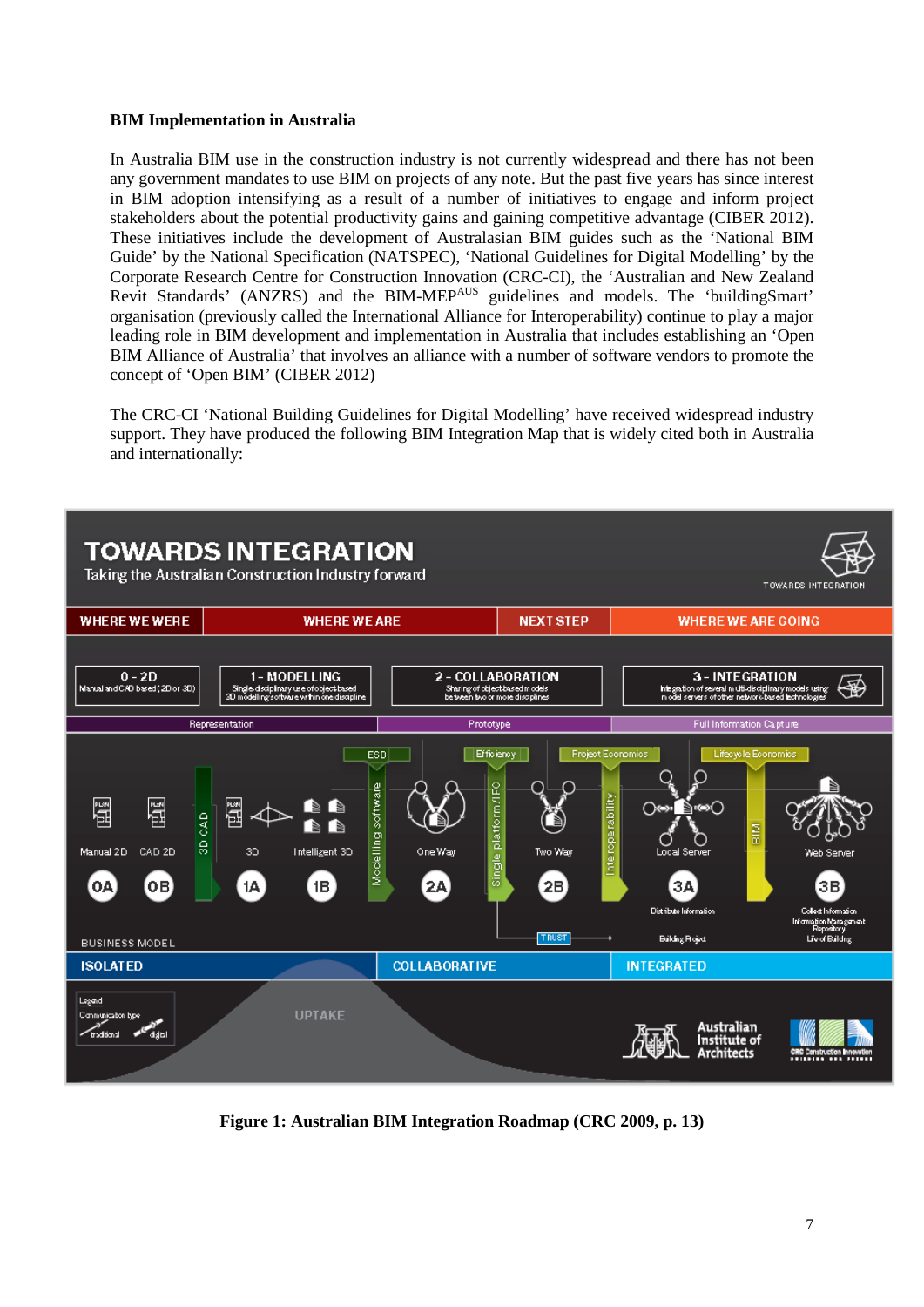**BIM Implementation in Australia**

In Australia BIM use in the construction industry is not currently widespread and there has not been any government mandates to use BIM on projects of any note. But the past five years has since interest in BIM adoption intensifying as a result of a number of initiatives to engage and inform project stakeholders about the potential productivity gains and gaining competitive advantage (CIBER 2012). These initiatives include the development of Australasian BIM guides such as the 'National BIM Guide' by the National Specification (NATSPEC), 'National Guidelines for Digital Modelling' by the Corporate Research Centre for Construction Innovation (CRC-CI), the 'Australian and New Zealand Revit Standards' (ANZRS) and the BIM-MEP$^{AUS}$ guidelines and models. The 'buildingSmart' organisation (previously called the International Alliance for Interoperability) continue to play a major leading role in BIM development and implementation in Australia that includes establishing an 'Open BIM Alliance of Australia' that involves an alliance with a number of software vendors to promote the concept of 'Open BIM' (CIBER 2012)

The CRC-CI 'National Building Guidelines for Digital Modelling' have received widespread industry support. They have produced the following BIM Integration Map that is widely cited both in Australia and internationally:

TOWARDS INTEGRATION

Taking the Australian Construction Industry forward

TOWARDS INTEGRATION

WHERE WE WERE | WHERE WE ARE | NEXT STEP | WHERE WE ARE GOING

0 - 2D: Manual and CAD based (2D or 3D)

1 - MODELLING: Single-disciplinary use of object-based 3D modelling software within one discipline

2 - COLLABORATION: Sharing of object-based models between two or more disciplines

3 - INTEGRATION: Integration of several multi-disciplinary models using model servers or other network-based technologies

Representation | Prototype | Full Information Capture

ESD | Efficiency | Project Economics | Lifecycle Economics

3D CAD | Modelling software | Single platform/IFC | Interoperability | BIM

Manual 2D | CAD 2D | 3D | Intelligent 3D | One Way | Two Way | Local Server | Web Server

0A | 0B | 1A | 1B | 2A | 2B | 3A | 3B

TRUST

Distribute Information

Building Project

Collect Information

Information Management Repository

Life of Building

BUSINESS MODEL

ISOLATED | COLLABORATIVE | INTEGRATED

UPTAKE

Legend

Communication type

traditional

digital

Australian Institute of Architects

CRC Construction Innovation

**Figure 1: Australian BIM Integration Roadmap (CRC 2009, p. 13)**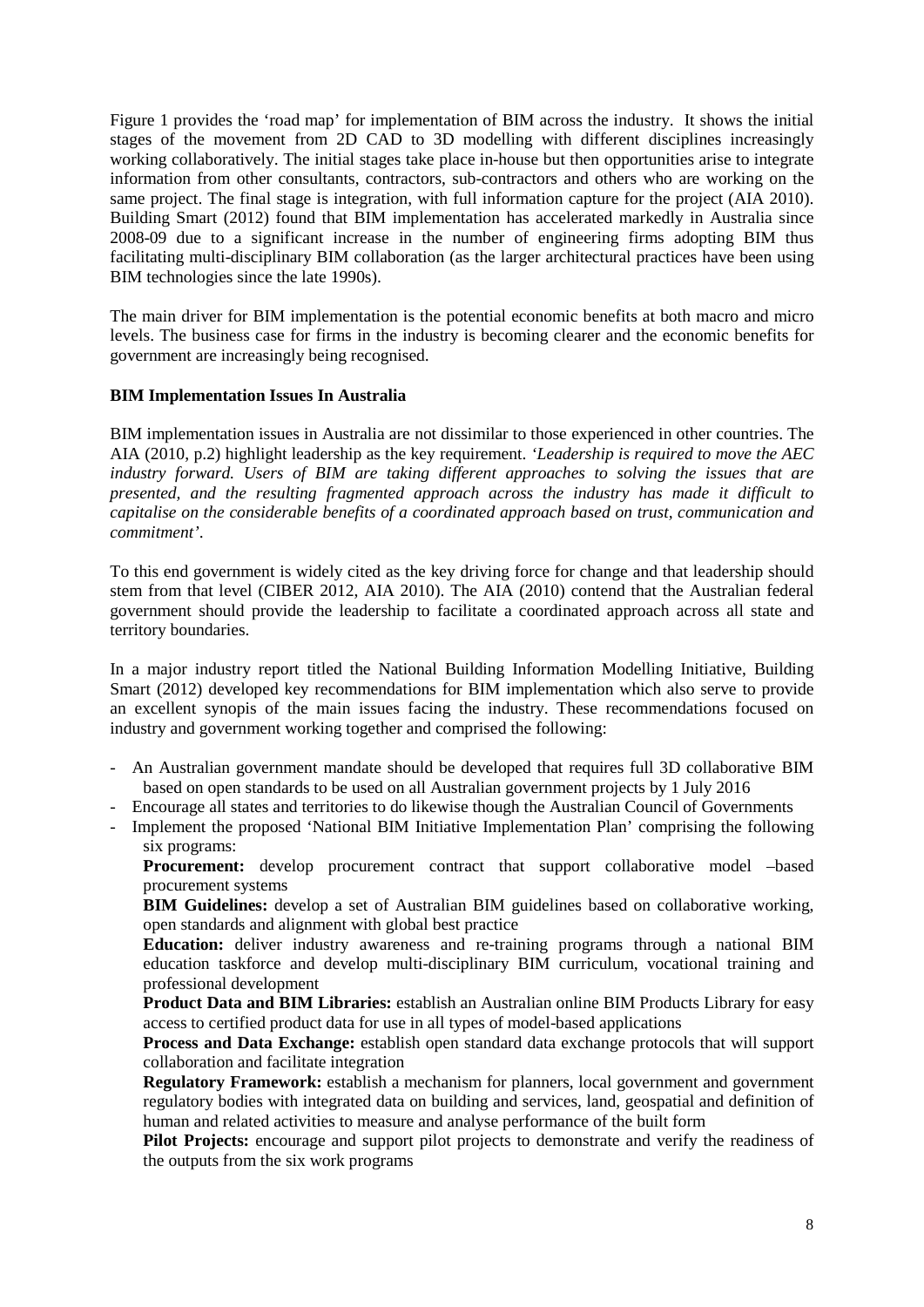Figure 1 provides the 'road map' for implementation of BIM across the industry. It shows the initial stages of the movement from 2D CAD to 3D modelling with different disciplines increasingly working collaboratively. The initial stages take place in-house but then opportunities arise to integrate information from other consultants, contractors, sub-contractors and others who are working on the same project. The final stage is integration, with full information capture for the project (AIA 2010). Building Smart (2012) found that BIM implementation has accelerated markedly in Australia since 2008-09 due to a significant increase in the number of engineering firms adopting BIM thus facilitating multi-disciplinary BIM collaboration (as the larger architectural practices have been using BIM technologies since the late 1990s).

The main driver for BIM implementation is the potential economic benefits at both macro and micro levels. The business case for firms in the industry is becoming clearer and the economic benefits for government are increasingly being recognised.

**BIM Implementation Issues In Australia**

BIM implementation issues in Australia are not dissimilar to those experienced in other countries. The AIA (2010, p.2) highlight leadership as the key requirement. *'Leadership is required to move the AEC industry forward. Users of BIM are taking different approaches to solving the issues that are presented, and the resulting fragmented approach across the industry has made it difficult to capitalise on the considerable benefits of a coordinated approach based on trust, communication and commitment'*.

To this end government is widely cited as the key driving force for change and that leadership should stem from that level (CIBER 2012, AIA 2010). The AIA (2010) contend that the Australian federal government should provide the leadership to facilitate a coordinated approach across all state and territory boundaries.

In a major industry report titled the National Building Information Modelling Initiative, Building Smart (2012) developed key recommendations for BIM implementation which also serve to provide an excellent synopsis of the main issues facing the industry. These recommendations focused on industry and government working together and comprised the following:

- An Australian government mandate should be developed that requires full 3D collaborative BIM based on open standards to be used on all Australian government projects by 1 July 2016
- Encourage all states and territories to do likewise though the Australian Council of Governments
- Implement the proposed 'National BIM Initiative Implementation Plan' comprising the following six programs:

  **Procurement:** develop procurement contract that support collaborative model –based procurement systems

  **BIM Guidelines:** develop a set of Australian BIM guidelines based on collaborative working, open standards and alignment with global best practice

  **Education:** deliver industry awareness and re-training programs through a national BIM education taskforce and develop multi-disciplinary BIM curriculum, vocational training and professional development

  **Product Data and BIM Libraries:** establish an Australian online BIM Products Library for easy access to certified product data for use in all types of model-based applications

  **Process and Data Exchange:** establish open standard data exchange protocols that will support collaboration and facilitate integration

  **Regulatory Framework:** establish a mechanism for planners, local government and government regulatory bodies with integrated data on building and services, land, geospatial and definition of human and related activities to measure and analyse performance of the built form

  **Pilot Projects:** encourage and support pilot projects to demonstrate and verify the readiness of the outputs from the six work programs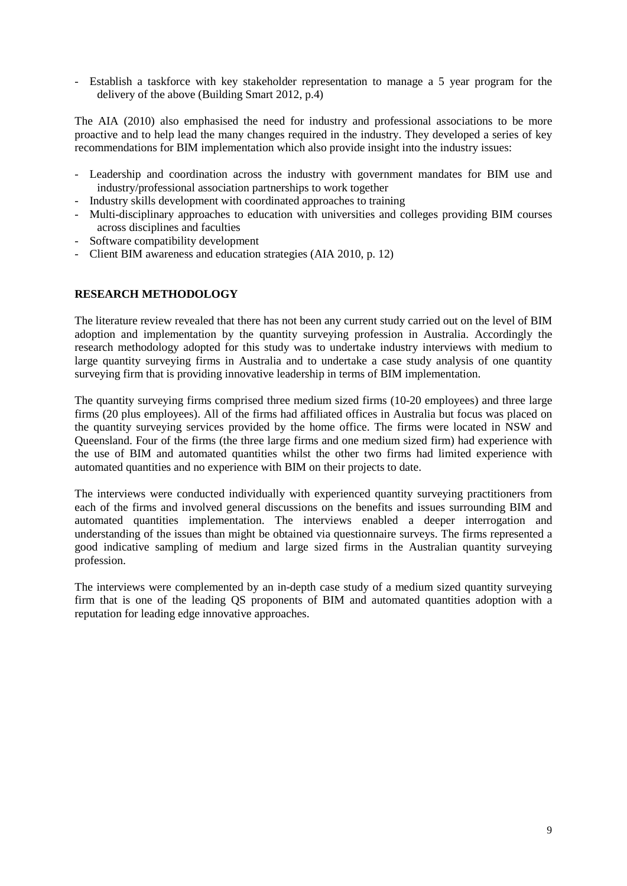- Establish a taskforce with key stakeholder representation to manage a 5 year program for the delivery of the above (Building Smart 2012, p.4)

The AIA (2010) also emphasised the need for industry and professional associations to be more proactive and to help lead the many changes required in the industry. They developed a series of key recommendations for BIM implementation which also provide insight into the industry issues:

- Leadership and coordination across the industry with government mandates for BIM use and industry/professional association partnerships to work together
- Industry skills development with coordinated approaches to training
- Multi-disciplinary approaches to education with universities and colleges providing BIM courses across disciplines and faculties
- Software compatibility development
- Client BIM awareness and education strategies (AIA 2010, p. 12)

## RESEARCH METHODOLOGY

The literature review revealed that there has not been any current study carried out on the level of BIM adoption and implementation by the quantity surveying profession in Australia. Accordingly the research methodology adopted for this study was to undertake industry interviews with medium to large quantity surveying firms in Australia and to undertake a case study analysis of one quantity surveying firm that is providing innovative leadership in terms of BIM implementation.

The quantity surveying firms comprised three medium sized firms (10-20 employees) and three large firms (20 plus employees). All of the firms had affiliated offices in Australia but focus was placed on the quantity surveying services provided by the home office. The firms were located in NSW and Queensland. Four of the firms (the three large firms and one medium sized firm) had experience with the use of BIM and automated quantities whilst the other two firms had limited experience with automated quantities and no experience with BIM on their projects to date.

The interviews were conducted individually with experienced quantity surveying practitioners from each of the firms and involved general discussions on the benefits and issues surrounding BIM and automated quantities implementation. The interviews enabled a deeper interrogation and understanding of the issues than might be obtained via questionnaire surveys. The firms represented a good indicative sampling of medium and large sized firms in the Australian quantity surveying profession.

The interviews were complemented by an in-depth case study of a medium sized quantity surveying firm that is one of the leading QS proponents of BIM and automated quantities adoption with a reputation for leading edge innovative approaches.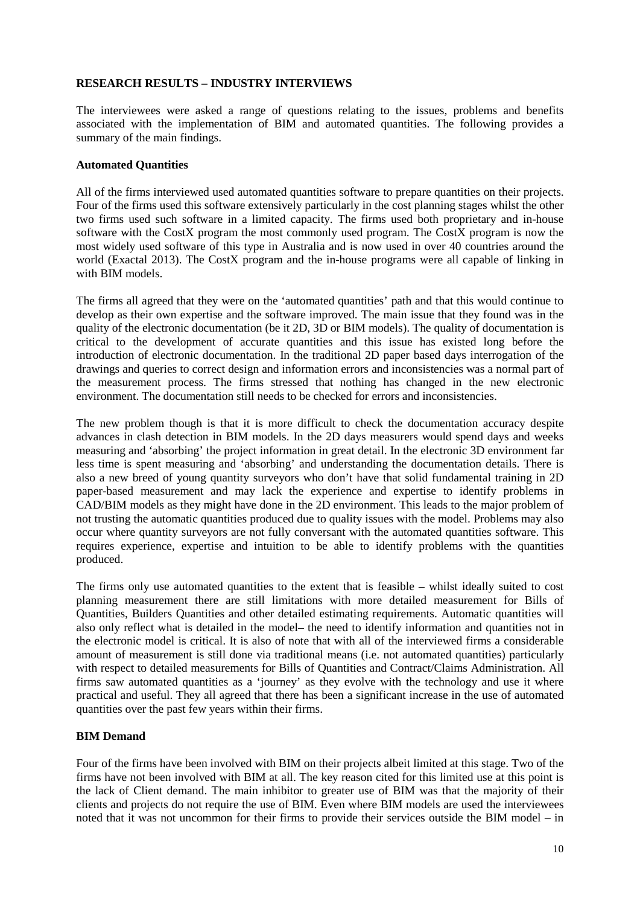**RESEARCH RESULTS – INDUSTRY INTERVIEWS**

The interviewees were asked a range of questions relating to the issues, problems and benefits associated with the implementation of BIM and automated quantities. The following provides a summary of the main findings.

**Automated Quantities**

All of the firms interviewed used automated quantities software to prepare quantities on their projects. Four of the firms used this software extensively particularly in the cost planning stages whilst the other two firms used such software in a limited capacity. The firms used both proprietary and in-house software with the CostX program the most commonly used program. The CostX program is now the most widely used software of this type in Australia and is now used in over 40 countries around the world (Exactal 2013). The CostX program and the in-house programs were all capable of linking in with BIM models.

The firms all agreed that they were on the 'automated quantities' path and that this would continue to develop as their own expertise and the software improved. The main issue that they found was in the quality of the electronic documentation (be it 2D, 3D or BIM models). The quality of documentation is critical to the development of accurate quantities and this issue has existed long before the introduction of electronic documentation. In the traditional 2D paper based days interrogation of the drawings and queries to correct design and information errors and inconsistencies was a normal part of the measurement process. The firms stressed that nothing has changed in the new electronic environment. The documentation still needs to be checked for errors and inconsistencies.

The new problem though is that it is more difficult to check the documentation accuracy despite advances in clash detection in BIM models. In the 2D days measurers would spend days and weeks measuring and 'absorbing' the project information in great detail. In the electronic 3D environment far less time is spent measuring and 'absorbing' and understanding the documentation details. There is also a new breed of young quantity surveyors who don't have that solid fundamental training in 2D paper-based measurement and may lack the experience and expertise to identify problems in CAD/BIM models as they might have done in the 2D environment. This leads to the major problem of not trusting the automatic quantities produced due to quality issues with the model. Problems may also occur where quantity surveyors are not fully conversant with the automated quantities software. This requires experience, expertise and intuition to be able to identify problems with the quantities produced.

The firms only use automated quantities to the extent that is feasible – whilst ideally suited to cost planning measurement there are still limitations with more detailed measurement for Bills of Quantities, Builders Quantities and other detailed estimating requirements. Automatic quantities will also only reflect what is detailed in the model– the need to identify information and quantities not in the electronic model is critical. It is also of note that with all of the interviewed firms a considerable amount of measurement is still done via traditional means (i.e. not automated quantities) particularly with respect to detailed measurements for Bills of Quantities and Contract/Claims Administration. All firms saw automated quantities as a 'journey' as they evolve with the technology and use it where practical and useful. They all agreed that there has been a significant increase in the use of automated quantities over the past few years within their firms.

**BIM Demand**

Four of the firms have been involved with BIM on their projects albeit limited at this stage. Two of the firms have not been involved with BIM at all. The key reason cited for this limited use at this point is the lack of Client demand. The main inhibitor to greater use of BIM was that the majority of their clients and projects do not require the use of BIM. Even where BIM models are used the interviewees noted that it was not uncommon for their firms to provide their services outside the BIM model – in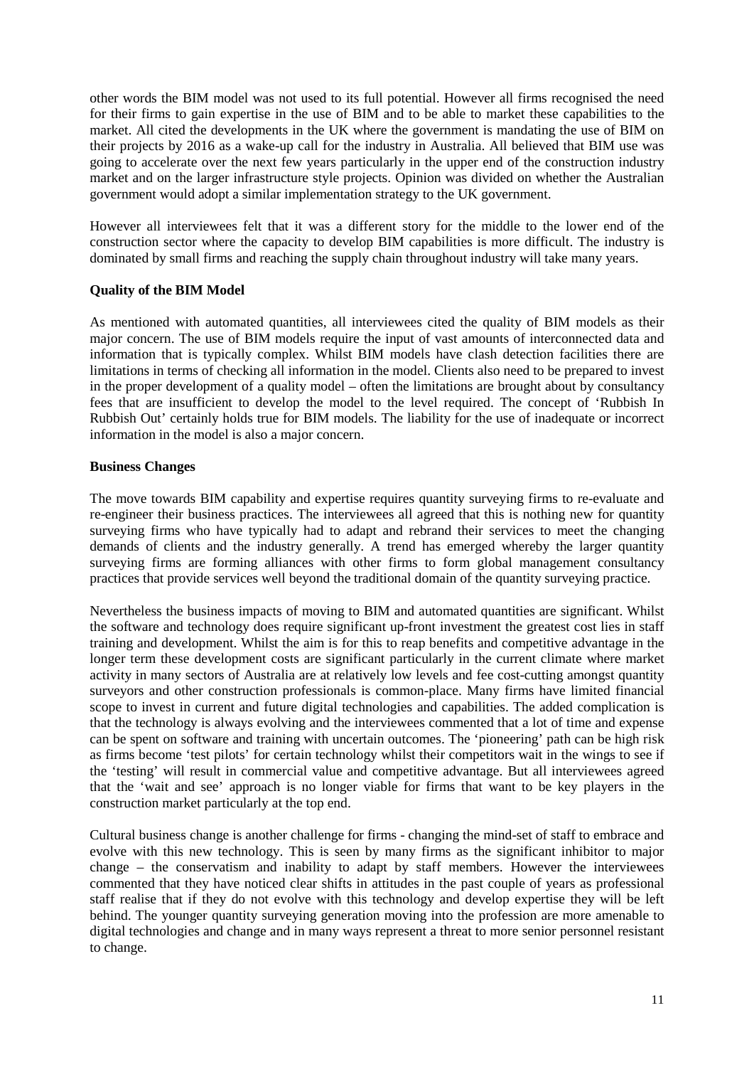other words the BIM model was not used to its full potential. However all firms recognised the need for their firms to gain expertise in the use of BIM and to be able to market these capabilities to the market. All cited the developments in the UK where the government is mandating the use of BIM on their projects by 2016 as a wake-up call for the industry in Australia. All believed that BIM use was going to accelerate over the next few years particularly in the upper end of the construction industry market and on the larger infrastructure style projects. Opinion was divided on whether the Australian government would adopt a similar implementation strategy to the UK government.

However all interviewees felt that it was a different story for the middle to the lower end of the construction sector where the capacity to develop BIM capabilities is more difficult. The industry is dominated by small firms and reaching the supply chain throughout industry will take many years.

**Quality of the BIM Model**

As mentioned with automated quantities, all interviewees cited the quality of BIM models as their major concern. The use of BIM models require the input of vast amounts of interconnected data and information that is typically complex. Whilst BIM models have clash detection facilities there are limitations in terms of checking all information in the model. Clients also need to be prepared to invest in the proper development of a quality model – often the limitations are brought about by consultancy fees that are insufficient to develop the model to the level required. The concept of 'Rubbish In Rubbish Out' certainly holds true for BIM models. The liability for the use of inadequate or incorrect information in the model is also a major concern.

**Business Changes**

The move towards BIM capability and expertise requires quantity surveying firms to re-evaluate and re-engineer their business practices. The interviewees all agreed that this is nothing new for quantity surveying firms who have typically had to adapt and rebrand their services to meet the changing demands of clients and the industry generally. A trend has emerged whereby the larger quantity surveying firms are forming alliances with other firms to form global management consultancy practices that provide services well beyond the traditional domain of the quantity surveying practice.

Nevertheless the business impacts of moving to BIM and automated quantities are significant. Whilst the software and technology does require significant up-front investment the greatest cost lies in staff training and development. Whilst the aim is for this to reap benefits and competitive advantage in the longer term these development costs are significant particularly in the current climate where market activity in many sectors of Australia are at relatively low levels and fee cost-cutting amongst quantity surveyors and other construction professionals is common-place. Many firms have limited financial scope to invest in current and future digital technologies and capabilities. The added complication is that the technology is always evolving and the interviewees commented that a lot of time and expense can be spent on software and training with uncertain outcomes. The 'pioneering' path can be high risk as firms become 'test pilots' for certain technology whilst their competitors wait in the wings to see if the 'testing' will result in commercial value and competitive advantage. But all interviewees agreed that the 'wait and see' approach is no longer viable for firms that want to be key players in the construction market particularly at the top end.

Cultural business change is another challenge for firms - changing the mind-set of staff to embrace and evolve with this new technology. This is seen by many firms as the significant inhibitor to major change – the conservatism and inability to adapt by staff members. However the interviewees commented that they have noticed clear shifts in attitudes in the past couple of years as professional staff realise that if they do not evolve with this technology and develop expertise they will be left behind. The younger quantity surveying generation moving into the profession are more amenable to digital technologies and change and in many ways represent a threat to more senior personnel resistant to change.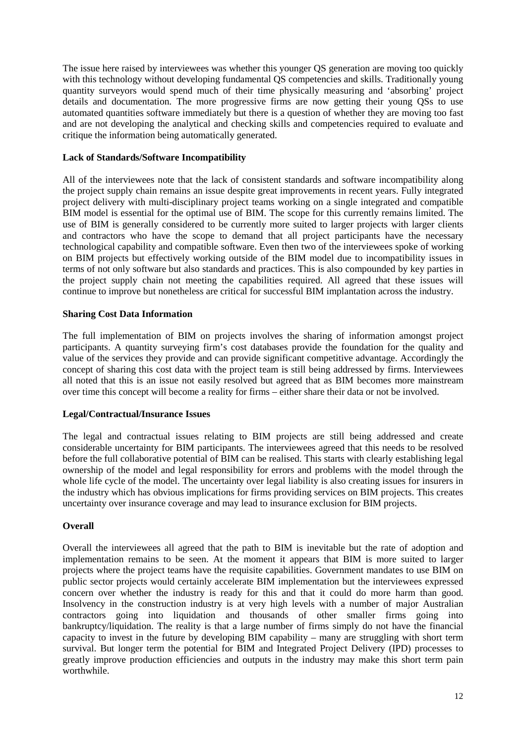The issue here raised by interviewees was whether this younger QS generation are moving too quickly with this technology without developing fundamental QS competencies and skills. Traditionally young quantity surveyors would spend much of their time physically measuring and 'absorbing' project details and documentation. The more progressive firms are now getting their young QSs to use automated quantities software immediately but there is a question of whether they are moving too fast and are not developing the analytical and checking skills and competencies required to evaluate and critique the information being automatically generated.

**Lack of Standards/Software Incompatibility**

All of the interviewees note that the lack of consistent standards and software incompatibility along the project supply chain remains an issue despite great improvements in recent years. Fully integrated project delivery with multi-disciplinary project teams working on a single integrated and compatible BIM model is essential for the optimal use of BIM. The scope for this currently remains limited. The use of BIM is generally considered to be currently more suited to larger projects with larger clients and contractors who have the scope to demand that all project participants have the necessary technological capability and compatible software. Even then two of the interviewees spoke of working on BIM projects but effectively working outside of the BIM model due to incompatibility issues in terms of not only software but also standards and practices. This is also compounded by key parties in the project supply chain not meeting the capabilities required. All agreed that these issues will continue to improve but nonetheless are critical for successful BIM implantation across the industry.

**Sharing Cost Data Information**

The full implementation of BIM on projects involves the sharing of information amongst project participants. A quantity surveying firm's cost databases provide the foundation for the quality and value of the services they provide and can provide significant competitive advantage. Accordingly the concept of sharing this cost data with the project team is still being addressed by firms. Interviewees all noted that this is an issue not easily resolved but agreed that as BIM becomes more mainstream over time this concept will become a reality for firms – either share their data or not be involved.

**Legal/Contractual/Insurance Issues**

The legal and contractual issues relating to BIM projects are still being addressed and create considerable uncertainty for BIM participants. The interviewees agreed that this needs to be resolved before the full collaborative potential of BIM can be realised. This starts with clearly establishing legal ownership of the model and legal responsibility for errors and problems with the model through the whole life cycle of the model. The uncertainty over legal liability is also creating issues for insurers in the industry which has obvious implications for firms providing services on BIM projects. This creates uncertainty over insurance coverage and may lead to insurance exclusion for BIM projects.

**Overall**

Overall the interviewees all agreed that the path to BIM is inevitable but the rate of adoption and implementation remains to be seen. At the moment it appears that BIM is more suited to larger projects where the project teams have the requisite capabilities. Government mandates to use BIM on public sector projects would certainly accelerate BIM implementation but the interviewees expressed concern over whether the industry is ready for this and that it could do more harm than good. Insolvency in the construction industry is at very high levels with a number of major Australian contractors going into liquidation and thousands of other smaller firms going into bankruptcy/liquidation. The reality is that a large number of firms simply do not have the financial capacity to invest in the future by developing BIM capability – many are struggling with short term survival. But longer term the potential for BIM and Integrated Project Delivery (IPD) processes to greatly improve production efficiencies and outputs in the industry may make this short term pain worthwhile.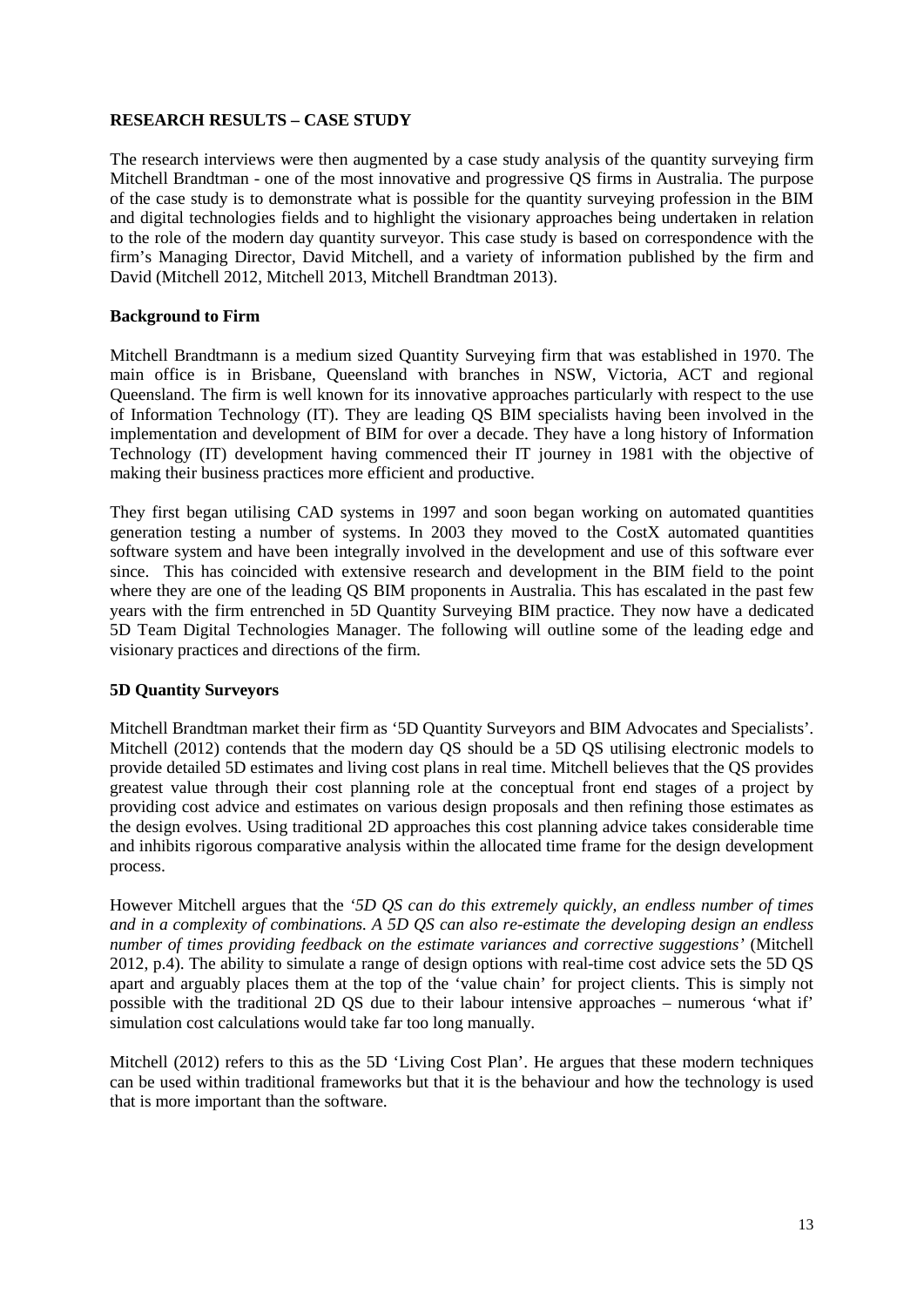**RESEARCH RESULTS – CASE STUDY**

The research interviews were then augmented by a case study analysis of the quantity surveying firm Mitchell Brandtman - one of the most innovative and progressive QS firms in Australia. The purpose of the case study is to demonstrate what is possible for the quantity surveying profession in the BIM and digital technologies fields and to highlight the visionary approaches being undertaken in relation to the role of the modern day quantity surveyor. This case study is based on correspondence with the firm's Managing Director, David Mitchell, and a variety of information published by the firm and David (Mitchell 2012, Mitchell 2013, Mitchell Brandtman 2013).

**Background to Firm**

Mitchell Brandtmann is a medium sized Quantity Surveying firm that was established in 1970. The main office is in Brisbane, Queensland with branches in NSW, Victoria, ACT and regional Queensland. The firm is well known for its innovative approaches particularly with respect to the use of Information Technology (IT). They are leading QS BIM specialists having been involved in the implementation and development of BIM for over a decade. They have a long history of Information Technology (IT) development having commenced their IT journey in 1981 with the objective of making their business practices more efficient and productive.

They first began utilising CAD systems in 1997 and soon began working on automated quantities generation testing a number of systems. In 2003 they moved to the CostX automated quantities software system and have been integrally involved in the development and use of this software ever since. This has coincided with extensive research and development in the BIM field to the point where they are one of the leading QS BIM proponents in Australia. This has escalated in the past few years with the firm entrenched in 5D Quantity Surveying BIM practice. They now have a dedicated 5D Team Digital Technologies Manager. The following will outline some of the leading edge and visionary practices and directions of the firm.

**5D Quantity Surveyors**

Mitchell Brandtman market their firm as '5D Quantity Surveyors and BIM Advocates and Specialists'. Mitchell (2012) contends that the modern day QS should be a 5D QS utilising electronic models to provide detailed 5D estimates and living cost plans in real time. Mitchell believes that the QS provides greatest value through their cost planning role at the conceptual front end stages of a project by providing cost advice and estimates on various design proposals and then refining those estimates as the design evolves. Using traditional 2D approaches this cost planning advice takes considerable time and inhibits rigorous comparative analysis within the allocated time frame for the design development process.

However Mitchell argues that the *'5D QS can do this extremely quickly, an endless number of times and in a complexity of combinations. A 5D QS can also re-estimate the developing design an endless number of times providing feedback on the estimate variances and corrective suggestions'* (Mitchell 2012, p.4). The ability to simulate a range of design options with real-time cost advice sets the 5D QS apart and arguably places them at the top of the 'value chain' for project clients. This is simply not possible with the traditional 2D QS due to their labour intensive approaches – numerous 'what if' simulation cost calculations would take far too long manually.

Mitchell (2012) refers to this as the 5D 'Living Cost Plan'. He argues that these modern techniques can be used within traditional frameworks but that it is the behaviour and how the technology is used that is more important than the software.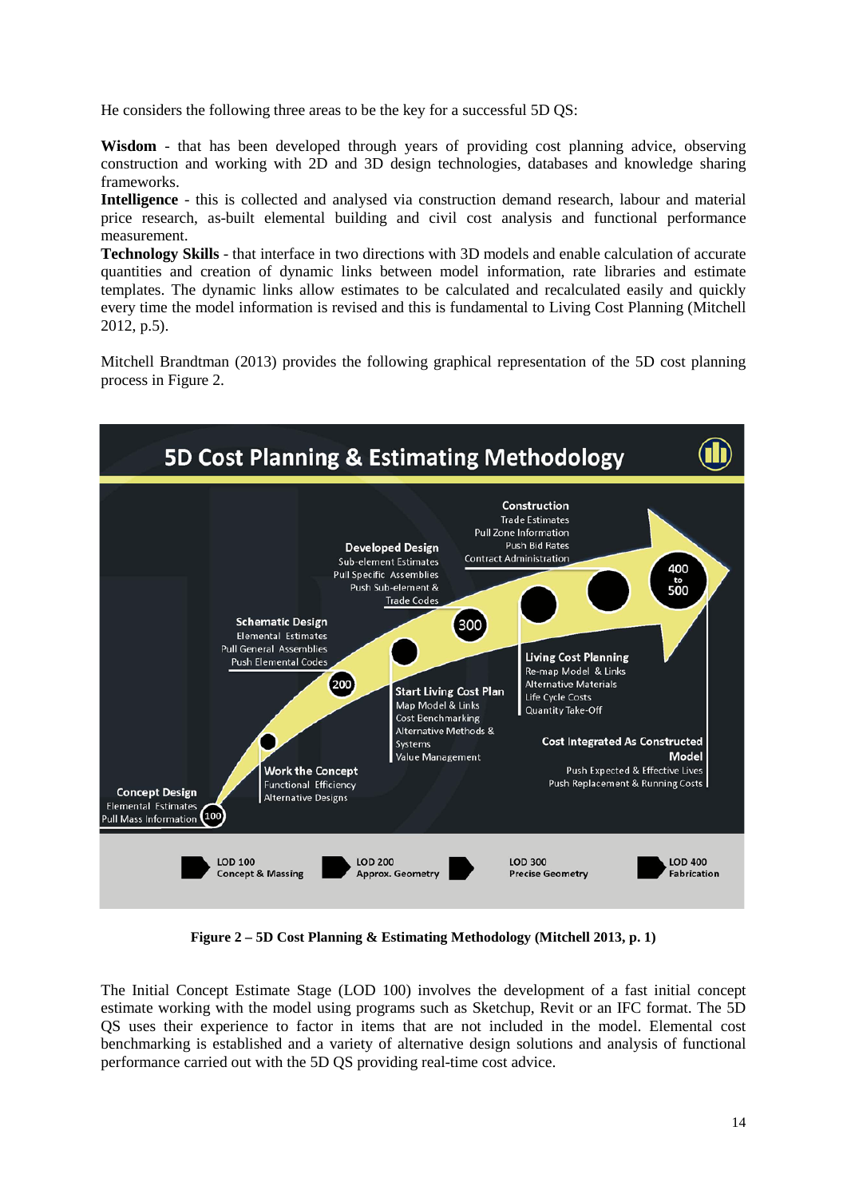He considers the following three areas to be the key for a successful 5D QS:

**Wisdom** - that has been developed through years of providing cost planning advice, observing construction and working with 2D and 3D design technologies, databases and knowledge sharing frameworks.
**Intelligence** - this is collected and analysed via construction demand research, labour and material price research, as-built elemental building and civil cost analysis and functional performance measurement.
**Technology Skills** - that interface in two directions with 3D models and enable calculation of accurate quantities and creation of dynamic links between model information, rate libraries and estimate templates. The dynamic links allow estimates to be calculated and recalculated easily and quickly every time the model information is revised and this is fundamental to Living Cost Planning (Mitchell 2012, p.5).

Mitchell Brandtman (2013) provides the following graphical representation of the 5D cost planning process in Figure 2.

5D Cost Planning & Estimating Methodology

Concept Design
Elemental Estimates
Pull Mass Information
100

Work the Concept
Functional Efficiency
Alternative Designs

Schematic Design
Elemental Estimates
Pull General Assemblies
Push Elemental Codes
200

Start Living Cost Plan
Map Model & Links
Cost Benchmarking
Alternative Methods & Systems
Value Management

Developed Design
Sub-element Estimates
Pull Specific Assemblies
Push Sub-element & Trade Codes
300

Living Cost Planning
Re-map Model & Links
Alternative Materials
Life Cycle Costs
Quantity Take-Off

Construction
Trade Estimates
Pull Zone Information
Push Bid Rates
Contract Administration

400 to 500

Cost Integrated As Constructed Model
Push Expected & Effective Lives
Push Replacement & Running Costs

LOD 100 Concept & Massing
LOD 200 Approx. Geometry
LOD 300 Precise Geometry
LOD 400 Fabrication

**Figure 2 – 5D Cost Planning & Estimating Methodology (Mitchell 2013, p. 1)**

The Initial Concept Estimate Stage (LOD 100) involves the development of a fast initial concept estimate working with the model using programs such as Sketchup, Revit or an IFC format. The 5D QS uses their experience to factor in items that are not included in the model. Elemental cost benchmarking is established and a variety of alternative design solutions and analysis of functional performance carried out with the 5D QS providing real-time cost advice.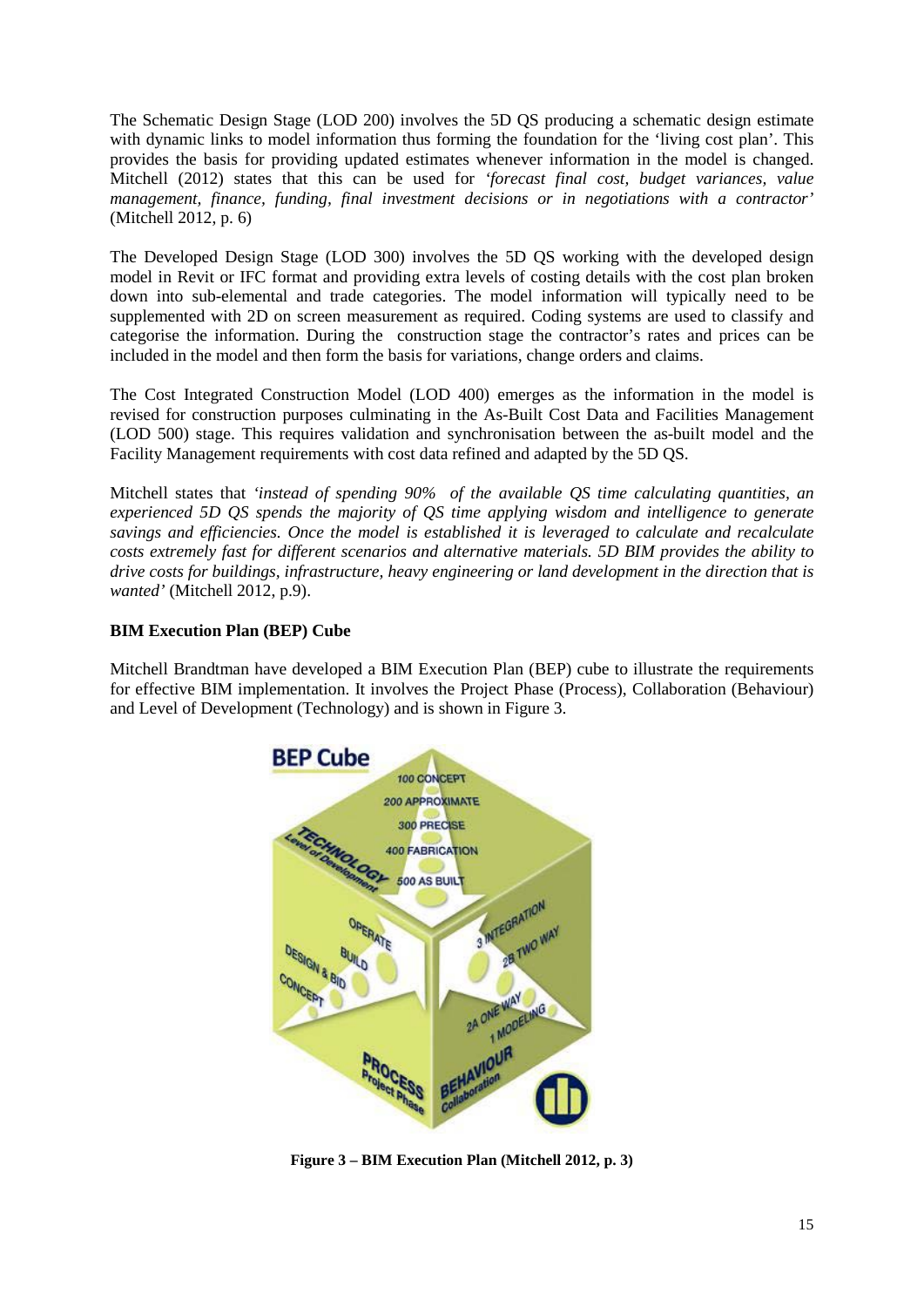The Schematic Design Stage (LOD 200) involves the 5D QS producing a schematic design estimate with dynamic links to model information thus forming the foundation for the 'living cost plan'. This provides the basis for providing updated estimates whenever information in the model is changed. Mitchell (2012) states that this can be used for *'forecast final cost, budget variances, value management, finance, funding, final investment decisions or in negotiations with a contractor'* (Mitchell 2012, p. 6)

The Developed Design Stage (LOD 300) involves the 5D QS working with the developed design model in Revit or IFC format and providing extra levels of costing details with the cost plan broken down into sub-elemental and trade categories. The model information will typically need to be supplemented with 2D on screen measurement as required. Coding systems are used to classify and categorise the information. During the construction stage the contractor's rates and prices can be included in the model and then form the basis for variations, change orders and claims.

The Cost Integrated Construction Model (LOD 400) emerges as the information in the model is revised for construction purposes culminating in the As-Built Cost Data and Facilities Management (LOD 500) stage. This requires validation and synchronisation between the as-built model and the Facility Management requirements with cost data refined and adapted by the 5D QS.

Mitchell states that *'instead of spending 90% of the available QS time calculating quantities, an experienced 5D QS spends the majority of QS time applying wisdom and intelligence to generate savings and efficiencies. Once the model is established it is leveraged to calculate and recalculate costs extremely fast for different scenarios and alternative materials. 5D BIM provides the ability to drive costs for buildings, infrastructure, heavy engineering or land development in the direction that is wanted'* (Mitchell 2012, p.9).

**BIM Execution Plan (BEP) Cube**

Mitchell Brandtman have developed a BIM Execution Plan (BEP) cube to illustrate the requirements for effective BIM implementation. It involves the Project Phase (Process), Collaboration (Behaviour) and Level of Development (Technology) and is shown in Figure 3.

BEP Cube

100 CONCEPT
200 APPROXIMATE
300 PRECISE
400 FABRICATION
500 AS BUILT

TECHNOLOGY
Level of Development

OPERATE
BUILD
DESIGN & BID
CONCEPT

PROCESS
Project Phase

3 INTEGRATION
2B TWO WAY
2A ONE WAY
1 MODELING

BEHAVIOUR
Collaboration

**Figure 3 – BIM Execution Plan (Mitchell 2012, p. 3)**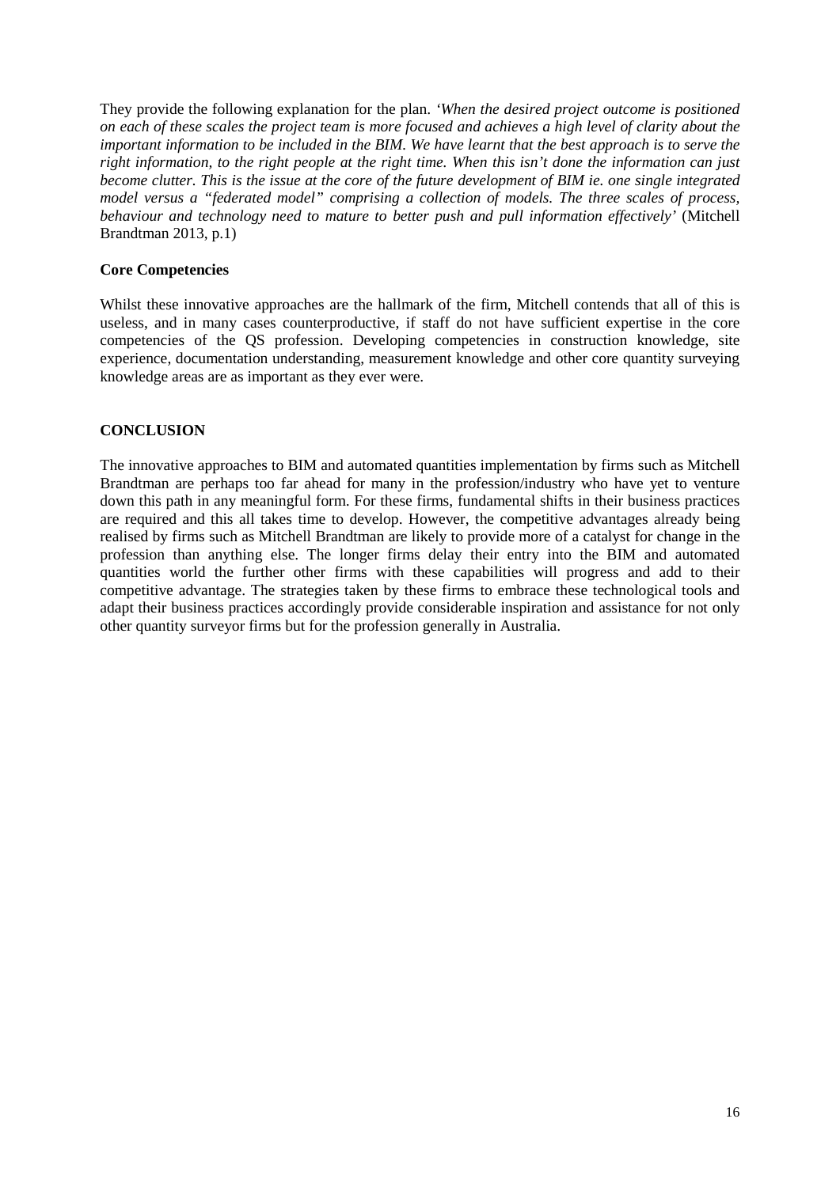They provide the following explanation for the plan. *'When the desired project outcome is positioned on each of these scales the project team is more focused and achieves a high level of clarity about the important information to be included in the BIM. We have learnt that the best approach is to serve the right information, to the right people at the right time. When this isn't done the information can just become clutter. This is the issue at the core of the future development of BIM ie. one single integrated model versus a "federated model" comprising a collection of models. The three scales of process, behaviour and technology need to mature to better push and pull information effectively'* (Mitchell Brandtman 2013, p.1)

**Core Competencies**

Whilst these innovative approaches are the hallmark of the firm, Mitchell contends that all of this is useless, and in many cases counterproductive, if staff do not have sufficient expertise in the core competencies of the QS profession. Developing competencies in construction knowledge, site experience, documentation understanding, measurement knowledge and other core quantity surveying knowledge areas are as important as they ever were.

## CONCLUSION

The innovative approaches to BIM and automated quantities implementation by firms such as Mitchell Brandtman are perhaps too far ahead for many in the profession/industry who have yet to venture down this path in any meaningful form. For these firms, fundamental shifts in their business practices are required and this all takes time to develop. However, the competitive advantages already being realised by firms such as Mitchell Brandtman are likely to provide more of a catalyst for change in the profession than anything else. The longer firms delay their entry into the BIM and automated quantities world the further other firms with these capabilities will progress and add to their competitive advantage. The strategies taken by these firms to embrace these technological tools and adapt their business practices accordingly provide considerable inspiration and assistance for not only other quantity surveyor firms but for the profession generally in Australia.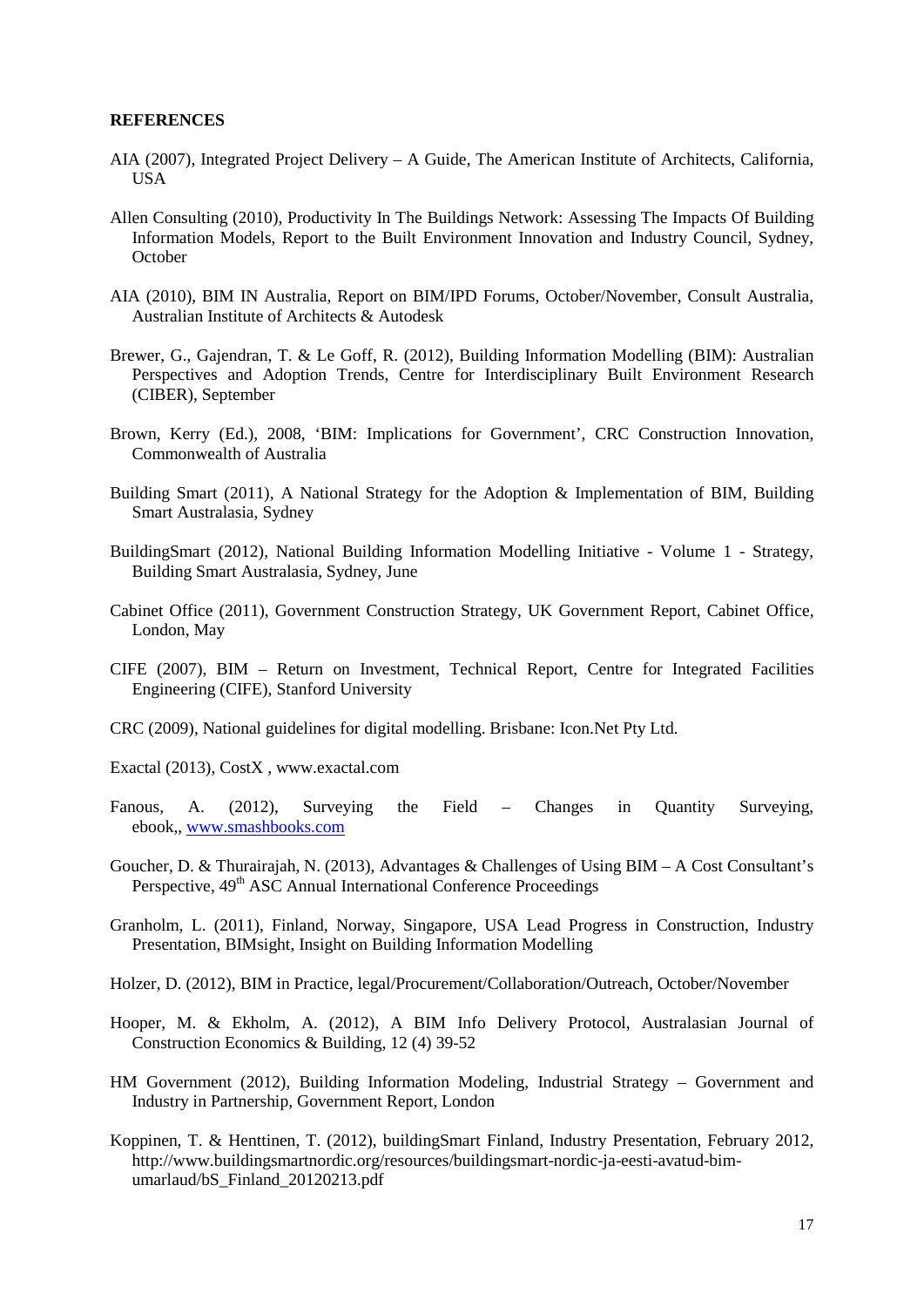**REFERENCES**

AIA (2007), Integrated Project Delivery – A Guide, The American Institute of Architects, California, USA

Allen Consulting (2010), Productivity In The Buildings Network: Assessing The Impacts Of Building Information Models, Report to the Built Environment Innovation and Industry Council, Sydney, October

AIA (2010), BIM IN Australia, Report on BIM/IPD Forums, October/November, Consult Australia, Australian Institute of Architects & Autodesk

Brewer, G., Gajendran, T. & Le Goff, R. (2012), Building Information Modelling (BIM): Australian Perspectives and Adoption Trends, Centre for Interdisciplinary Built Environment Research (CIBER), September

Brown, Kerry (Ed.), 2008, 'BIM: Implications for Government', CRC Construction Innovation, Commonwealth of Australia

Building Smart (2011), A National Strategy for the Adoption & Implementation of BIM, Building Smart Australasia, Sydney

BuildingSmart (2012), National Building Information Modelling Initiative - Volume 1 - Strategy, Building Smart Australasia, Sydney, June

Cabinet Office (2011), Government Construction Strategy, UK Government Report, Cabinet Office, London, May

CIFE (2007), BIM – Return on Investment, Technical Report, Centre for Integrated Facilities Engineering (CIFE), Stanford University

CRC (2009), National guidelines for digital modelling. Brisbane: Icon.Net Pty Ltd.

Exactal (2013), CostX , www.exactal.com

Fanous, A. (2012), Surveying the Field – Changes in Quantity Surveying, ebook,, www.smashbooks.com

Goucher, D. & Thurairajah, N. (2013), Advantages & Challenges of Using BIM – A Cost Consultant's Perspective, 49th ASC Annual International Conference Proceedings

Granholm, L. (2011), Finland, Norway, Singapore, USA Lead Progress in Construction, Industry Presentation, BIMsight, Insight on Building Information Modelling

Holzer, D. (2012), BIM in Practice, legal/Procurement/Collaboration/Outreach, October/November

Hooper, M. & Ekholm, A. (2012), A BIM Info Delivery Protocol, Australasian Journal of Construction Economics & Building, 12 (4) 39-52

HM Government (2012), Building Information Modeling, Industrial Strategy – Government and Industry in Partnership, Government Report, London

Koppinen, T. & Henttinen, T. (2012), buildingSmart Finland, Industry Presentation, February 2012, http://www.buildingsmartnordic.org/resources/buildingsmart-nordic-ja-eesti-avatud-bim-umarlaud/bS_Finland_20120213.pdf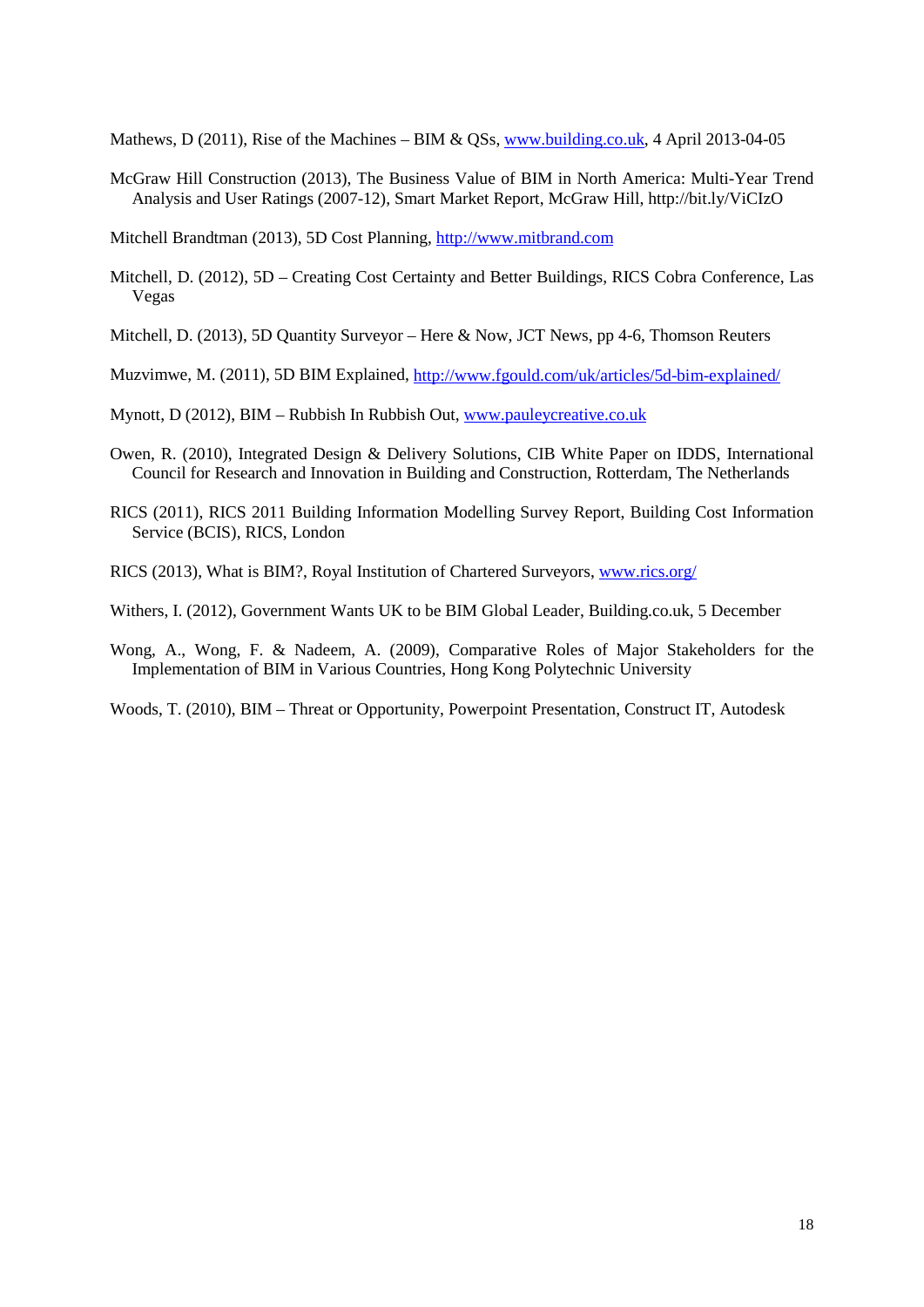Mathews, D (2011), Rise of the Machines – BIM & QSs, www.building.co.uk, 4 April 2013-04-05

McGraw Hill Construction (2013), The Business Value of BIM in North America: Multi-Year Trend Analysis and User Ratings (2007-12), Smart Market Report, McGraw Hill, http://bit.ly/ViCIzO

Mitchell Brandtman (2013), 5D Cost Planning, http://www.mitbrand.com

Mitchell, D. (2012), 5D – Creating Cost Certainty and Better Buildings, RICS Cobra Conference, Las Vegas

Mitchell, D. (2013), 5D Quantity Surveyor – Here & Now, JCT News, pp 4-6, Thomson Reuters

Muzvimwe, M. (2011), 5D BIM Explained, http://www.fgould.com/uk/articles/5d-bim-explained/

Mynott, D (2012), BIM – Rubbish In Rubbish Out, www.pauleycreative.co.uk

Owen, R. (2010), Integrated Design & Delivery Solutions, CIB White Paper on IDDS, International Council for Research and Innovation in Building and Construction, Rotterdam, The Netherlands

RICS (2011), RICS 2011 Building Information Modelling Survey Report, Building Cost Information Service (BCIS), RICS, London

RICS (2013), What is BIM?, Royal Institution of Chartered Surveyors, www.rics.org/

Withers, I. (2012), Government Wants UK to be BIM Global Leader, Building.co.uk, 5 December

Wong, A., Wong, F. & Nadeem, A. (2009), Comparative Roles of Major Stakeholders for the Implementation of BIM in Various Countries, Hong Kong Polytechnic University

Woods, T. (2010), BIM – Threat or Opportunity, Powerpoint Presentation, Construct IT, Autodesk